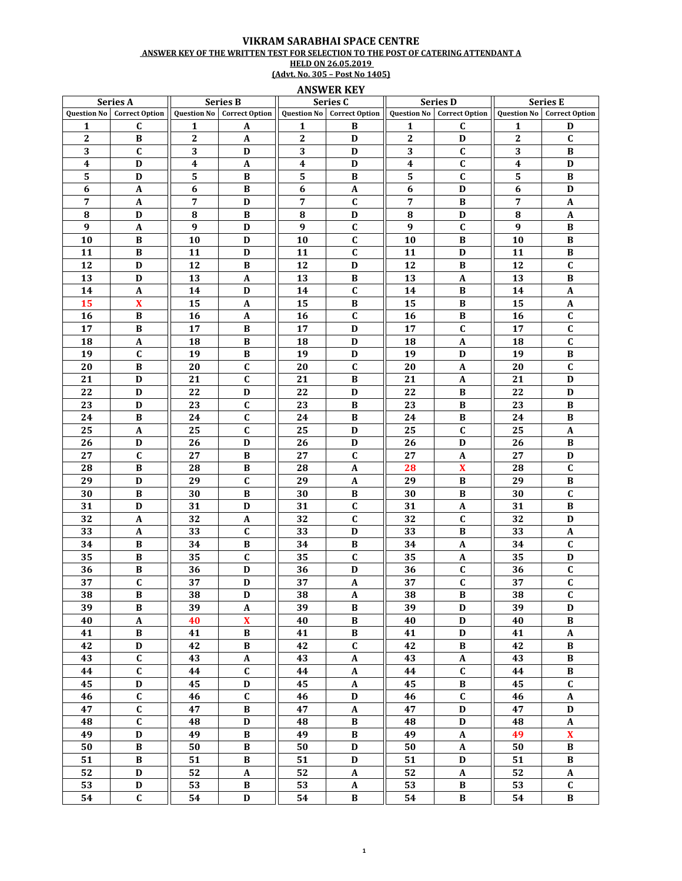# VIKRAM SARABHAI SPACE CENTRE

**ANSWER KEY OF THE WRITTEN TEST FOR SELECTION TO THE POST OF CATERING ATTENDANT A**

**HELD ON 26.05.2019**

**(Advt. No. 305 – Post No 1405)**

## ANSWER KEY

| Series A | | Series B | | Series C | | Series D | | Series E | |
|---|---|---|---|---|---|---|---|---|---|
| Question No | Correct Option | Question No | Correct Option | Question No | Correct Option | Question No | Correct Option | Question No | Correct Option |
| 1 | C | 1 | A | 1 | B | 1 | C | 1 | D |
| 2 | B | 2 | A | 2 | D | 2 | D | 2 | C |
| 3 | C | 3 | D | 3 | D | 3 | C | 3 | B |
| 4 | D | 4 | A | 4 | D | 4 | C | 4 | D |
| 5 | D | 5 | B | 5 | B | 5 | C | 5 | B |
| 6 | A | 6 | B | 6 | A | 6 | D | 6 | D |
| 7 | A | 7 | D | 7 | C | 7 | B | 7 | A |
| 8 | D | 8 | B | 8 | D | 8 | D | 8 | A |
| 9 | A | 9 | D | 9 | C | 9 | C | 9 | B |
| 10 | B | 10 | D | 10 | C | 10 | B | 10 | B |
| 11 | B | 11 | D | 11 | C | 11 | D | 11 | B |
| 12 | D | 12 | B | 12 | D | 12 | B | 12 | C |
| 13 | D | 13 | A | 13 | B | 13 | A | 13 | B |
| 14 | A | 14 | D | 14 | C | 14 | B | 14 | A |
| 15 | X | 15 | A | 15 | B | 15 | B | 15 | A |
| 16 | B | 16 | A | 16 | C | 16 | B | 16 | C |
| 17 | B | 17 | B | 17 | D | 17 | C | 17 | C |
| 18 | A | 18 | B | 18 | D | 18 | A | 18 | C |
| 19 | C | 19 | B | 19 | D | 19 | D | 19 | B |
| 20 | B | 20 | C | 20 | C | 20 | A | 20 | C |
| 21 | D | 21 | C | 21 | B | 21 | A | 21 | D |
| 22 | D | 22 | D | 22 | D | 22 | B | 22 | D |
| 23 | D | 23 | C | 23 | B | 23 | B | 23 | B |
| 24 | B | 24 | C | 24 | B | 24 | B | 24 | B |
| 25 | A | 25 | C | 25 | D | 25 | C | 25 | A |
| 26 | D | 26 | D | 26 | D | 26 | D | 26 | B |
| 27 | C | 27 | B | 27 | C | 27 | A | 27 | D |
| 28 | B | 28 | B | 28 | A | 28 | X | 28 | C |
| 29 | D | 29 | C | 29 | A | 29 | B | 29 | B |
| 30 | B | 30 | B | 30 | B | 30 | B | 30 | C |
| 31 | D | 31 | D | 31 | C | 31 | A | 31 | B |
| 32 | A | 32 | A | 32 | C | 32 | C | 32 | D |
| 33 | A | 33 | C | 33 | D | 33 | B | 33 | A |
| 34 | B | 34 | B | 34 | B | 34 | A | 34 | C |
| 35 | B | 35 | C | 35 | C | 35 | A | 35 | D |
| 36 | B | 36 | D | 36 | D | 36 | C | 36 | C |
| 37 | C | 37 | D | 37 | A | 37 | C | 37 | C |
| 38 | B | 38 | D | 38 | A | 38 | B | 38 | C |
| 39 | B | 39 | A | 39 | B | 39 | D | 39 | D |
| 40 | A | 40 | X | 40 | B | 40 | D | 40 | B |
| 41 | B | 41 | B | 41 | B | 41 | D | 41 | A |
| 42 | D | 42 | B | 42 | C | 42 | B | 42 | B |
| 43 | C | 43 | A | 43 | A | 43 | A | 43 | B |
| 44 | C | 44 | C | 44 | A | 44 | C | 44 | B |
| 45 | D | 45 | D | 45 | A | 45 | B | 45 | C |
| 46 | C | 46 | C | 46 | D | 46 | C | 46 | A |
| 47 | C | 47 | B | 47 | A | 47 | D | 47 | D |
| 48 | C | 48 | D | 48 | B | 48 | D | 48 | A |
| 49 | D | 49 | B | 49 | B | 49 | A | 49 | X |
| 50 | B | 50 | B | 50 | D | 50 | A | 50 | B |
| 51 | B | 51 | B | 51 | D | 51 | D | 51 | B |
| 52 | D | 52 | A | 52 | A | 52 | A | 52 | A |
| 53 | D | 53 | B | 53 | A | 53 | B | 53 | C |
| 54 | C | 54 | D | 54 | B | 54 | B | 54 | B |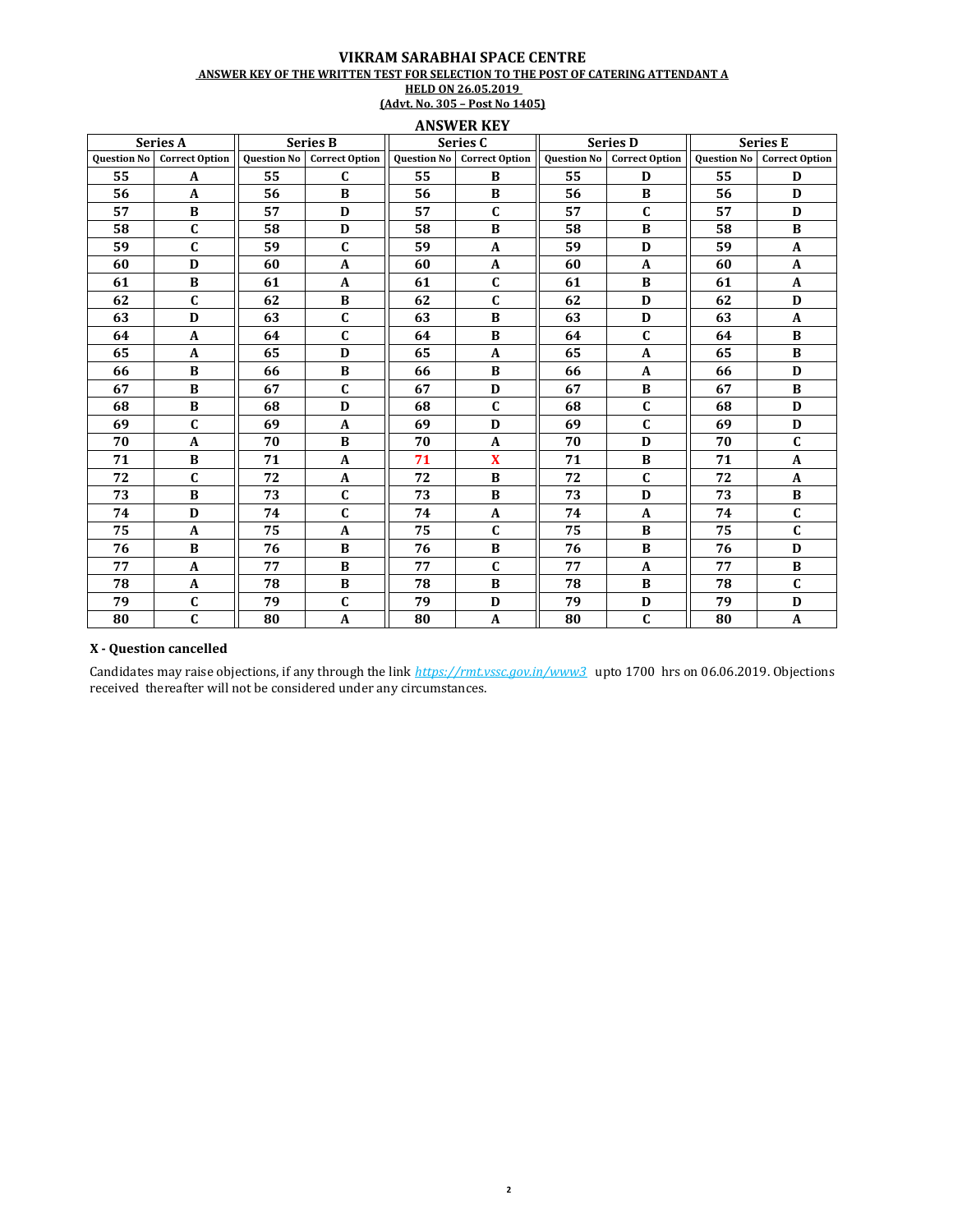# VIKRAM SARABHAI SPACE CENTRE

**ANSWER KEY OF THE WRITTEN TEST FOR SELECTION TO THE POST OF CATERING ATTENDANT A**

**HELD ON 26.05.2019**

**(Advt. No. 305 – Post No 1405)**

## ANSWER KEY

| Series A | | Series B | | Series C | | Series D | | Series E | |
|---|---|---|---|---|---|---|---|---|---|
| Question No | Correct Option | Question No | Correct Option | Question No | Correct Option | Question No | Correct Option | Question No | Correct Option |
| 55 | A | 55 | C | 55 | B | 55 | D | 55 | D |
| 56 | A | 56 | B | 56 | B | 56 | B | 56 | D |
| 57 | B | 57 | D | 57 | C | 57 | C | 57 | D |
| 58 | C | 58 | D | 58 | B | 58 | B | 58 | B |
| 59 | C | 59 | C | 59 | A | 59 | D | 59 | A |
| 60 | D | 60 | A | 60 | A | 60 | A | 60 | A |
| 61 | B | 61 | A | 61 | C | 61 | B | 61 | A |
| 62 | C | 62 | B | 62 | C | 62 | D | 62 | D |
| 63 | D | 63 | C | 63 | B | 63 | D | 63 | A |
| 64 | A | 64 | C | 64 | B | 64 | C | 64 | B |
| 65 | A | 65 | D | 65 | A | 65 | A | 65 | B |
| 66 | B | 66 | B | 66 | B | 66 | A | 66 | D |
| 67 | B | 67 | C | 67 | D | 67 | B | 67 | B |
| 68 | B | 68 | D | 68 | C | 68 | C | 68 | D |
| 69 | C | 69 | A | 69 | D | 69 | C | 69 | D |
| 70 | A | 70 | B | 70 | A | 70 | D | 70 | C |
| 71 | B | 71 | A | 71 | X | 71 | B | 71 | A |
| 72 | C | 72 | A | 72 | B | 72 | C | 72 | A |
| 73 | B | 73 | C | 73 | B | 73 | D | 73 | B |
| 74 | D | 74 | C | 74 | A | 74 | A | 74 | C |
| 75 | A | 75 | A | 75 | C | 75 | B | 75 | C |
| 76 | B | 76 | B | 76 | B | 76 | B | 76 | D |
| 77 | A | 77 | B | 77 | C | 77 | A | 77 | B |
| 78 | A | 78 | B | 78 | B | 78 | B | 78 | C |
| 79 | C | 79 | C | 79 | D | 79 | D | 79 | D |
| 80 | C | 80 | A | 80 | A | 80 | C | 80 | A |

**X - Question cancelled**

Candidates may raise objections, if any through the link *https://rmt.vssc.gov.in/www3* upto 1700 hrs on 06.06.2019. Objections received thereafter will not be considered under any circumstances.